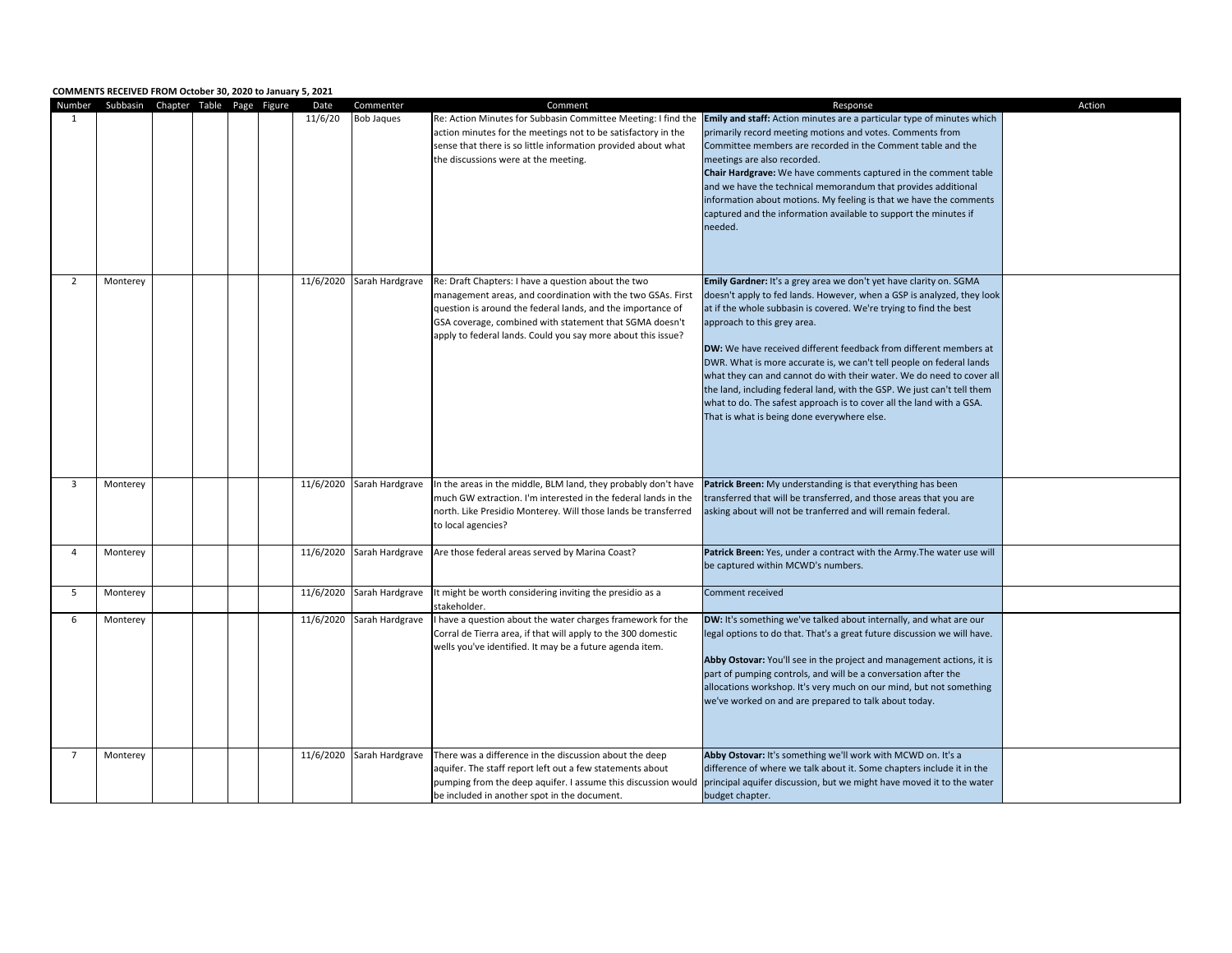**COMMENTS RECEIVED FROM October 30, 2020 to January 5, 2021**

| Number | Subbasin | Chapter | Table | Page | Figure | Date | Commenter | Comment | Response | Action |
|---|---|---|---|---|---|---|---|---|---|---|
| 1 | | | | | | 11/6/20 | Bob Jaques | Re: Action Minutes for Subbasin Committee Meeting: I find the action minutes for the meetings not to be satisfactory in the sense that there is so little information provided about what the discussions were at the meeting. | **Emily and staff:** Action minutes are a particular type of minutes which primarily record meeting motions and votes. Comments from Committee members are recorded in the Comment table and the meetings are also recorded.<br>**Chair Hardgrave:** We have comments captured in the comment table and we have the technical memorandum that provides additional information about motions. My feeling is that we have the comments captured and the information available to support the minutes if needed. | |
| 2 | Monterey | | | | | 11/6/2020 | Sarah Hardgrave | Re: Draft Chapters: I have a question about the two management areas, and coordination with the two GSAs. First question is around the federal lands, and the importance of GSA coverage, combined with statement that SGMA doesn't apply to federal lands. Could you say more about this issue? | **Emily Gardner:** It's a grey area we don't yet have clarity on. SGMA doesn't apply to fed lands. However, when a GSP is analyzed, they look at if the whole subbasin is covered. We're trying to find the best approach to this grey area.<br><br>**DW:** We have received different feedback from different members at DWR. What is more accurate is, we can't tell people on federal lands what they can and cannot do with their water. We do need to cover all the land, including federal land, with the GSP. We just can't tell them what to do. The safest approach is to cover all the land with a GSA. That is what is being done everywhere else. | |
| 3 | Monterey | | | | | 11/6/2020 | Sarah Hardgrave | In the areas in the middle, BLM land, they probably don't have much GW extraction. I'm interested in the federal lands in the north. Like Presidio Monterey. Will those lands be transferred to local agencies? | **Patrick Breen:** My understanding is that everything has been transferred that will be transferred, and those areas that you are asking about will not be tranferred and will remain federal. | |
| 4 | Monterey | | | | | 11/6/2020 | Sarah Hardgrave | Are those federal areas served by Marina Coast? | **Patrick Breen:** Yes, under a contract with the Army.The water use will be captured within MCWD's numbers. | |
| 5 | Monterey | | | | | 11/6/2020 | Sarah Hardgrave | It might be worth considering inviting the presidio as a stakeholder. | Comment received | |
| 6 | Monterey | | | | | 11/6/2020 | Sarah Hardgrave | I have a question about the water charges framework for the Corral de Tierra area, if that will apply to the 300 domestic wells you've identified. It may be a future agenda item. | **DW:** It's something we've talked about internally, and what are our legal options to do that. That's a great future discussion we will have.<br><br>**Abby Ostovar:** You'll see in the project and management actions, it is part of pumping controls, and will be a conversation after the allocations workshop. It's very much on our mind, but not something we've worked on and are prepared to talk about today. | |
| 7 | Monterey | | | | | 11/6/2020 | Sarah Hardgrave | There was a difference in the discussion about the deep aquifer. The staff report left out a few statements about pumping from the deep aquifer. I assume this discussion would be included in another spot in the document. | **Abby Ostovar:** It's something we'll work with MCWD on. It's a difference of where we talk about it. Some chapters include it in the principal aquifer discussion, but we might have moved it to the water budget chapter. | |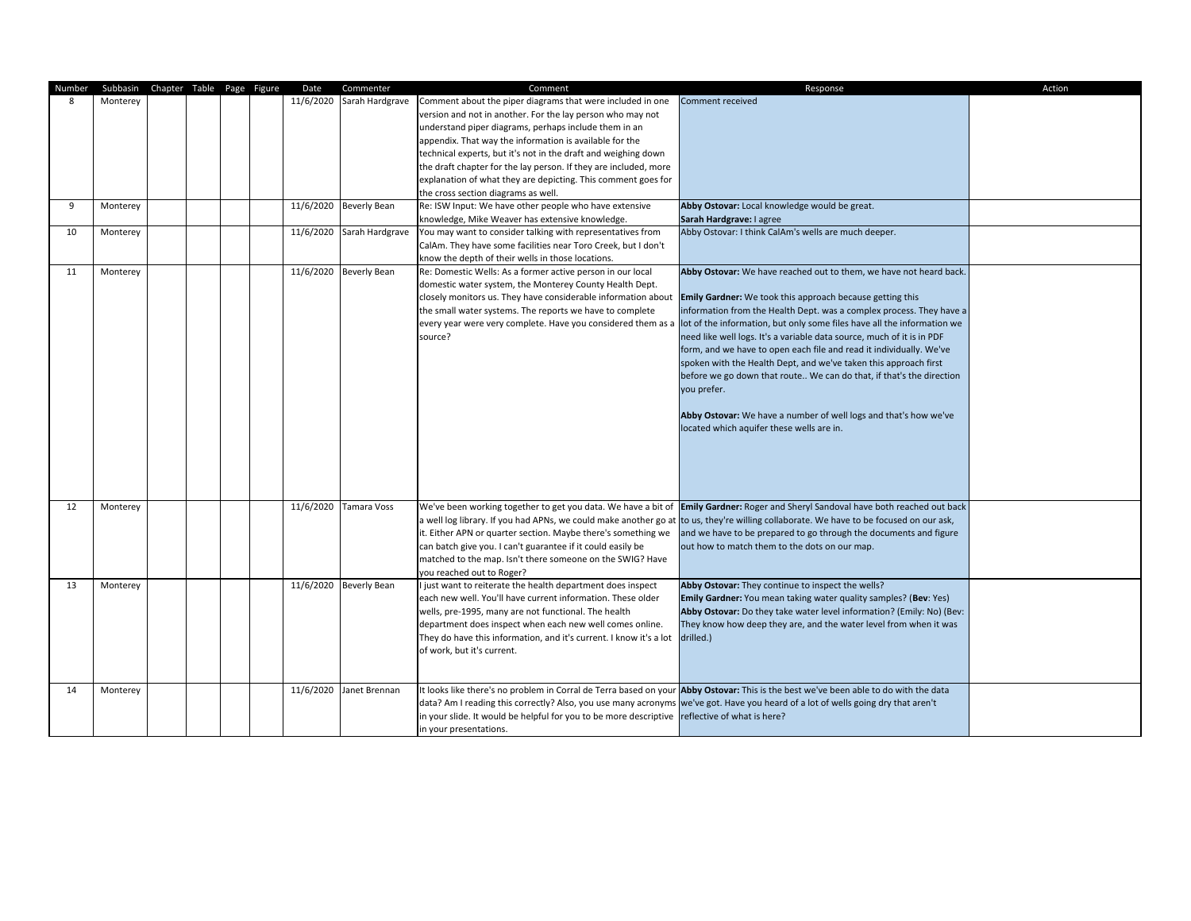| Number | Subbasin | Chapter | Table | Page | Figure | Date | Commenter | Comment | Response | Action |
|---|---|---|---|---|---|---|---|---|---|---|
| 8 | Monterey | | | | | 11/6/2020 | Sarah Hardgrave | Comment about the piper diagrams that were included in one version and not in another. For the lay person who may not understand piper diagrams, perhaps include them in an appendix. That way the information is available for the technical experts, but it's not in the draft and weighing down the draft chapter for the lay person. If they are included, more explanation of what they are depicting. This comment goes for the cross section diagrams as well. | Comment received | |
| 9 | Monterey | | | | | 11/6/2020 | Beverly Bean | Re: ISW Input: We have other people who have extensive knowledge, Mike Weaver has extensive knowledge. | **Abby Ostovar:** Local knowledge would be great.<br>**Sarah Hardgrave:** I agree | |
| 10 | Monterey | | | | | 11/6/2020 | Sarah Hardgrave | You may want to consider talking with representatives from CalAm. They have some facilities near Toro Creek, but I don't know the depth of their wells in those locations. | Abby Ostovar: I think CalAm's wells are much deeper. | |
| 11 | Monterey | | | | | 11/6/2020 | Beverly Bean | Re: Domestic Wells: As a former active person in our local domestic water system, the Monterey County Health Dept. closely monitors us. They have considerable information about the small water systems. The reports we have to complete every year were very complete. Have you considered them as a source? | **Abby Ostovar:** We have reached out to them, we have not heard back.<br><br>**Emily Gardner:** We took this approach because getting this information from the Health Dept. was a complex process. They have a lot of the information, but only some files have all the information we need like well logs. It's a variable data source, much of it is in PDF form, and we have to open each file and read it individually. We've spoken with the Health Dept, and we've taken this approach first before we go down that route.. We can do that, if that's the direction you prefer.<br><br>**Abby Ostovar:** We have a number of well logs and that's how we've located which aquifer these wells are in. | |
| 12 | Monterey | | | | | 11/6/2020 | Tamara Voss | We've been working together to get you data. We have a bit of a well log library. If you had APNs, we could make another go at it. Either APN or quarter section. Maybe there's something we can batch give you. I can't guarantee if it could easily be matched to the map. Isn't there someone on the SWIG? Have you reached out to Roger? | **Emily Gardner:** Roger and Sheryl Sandoval have both reached out back to us, they're willing collaborate. We have to be focused on our ask, and we have to be prepared to go through the documents and figure out how to match them to the dots on our map. | |
| 13 | Monterey | | | | | 11/6/2020 | Beverly Bean | I just want to reiterate the health department does inspect each new well. You'll have current information. These older wells, pre-1995, many are not functional. The health department does inspect when each new well comes online. They do have this information, and it's current. I know it's a lot of work, but it's current. | **Abby Ostovar:** They continue to inspect the wells?<br>**Emily Gardner:** You mean taking water quality samples? (**Bev**: Yes)<br>**Abby Ostovar:** Do they take water level information? (Emily: No) (Bev: They know how deep they are, and the water level from when it was drilled.) | |
| 14 | Monterey | | | | | 11/6/2020 | Janet Brennan | It looks like there's no problem in Corral de Terra based on your data? Am I reading this correctly? Also, you use many acronyms in your slide. It would be helpful for you to be more descriptive in your presentations. | **Abby Ostovar:** This is the best we've been able to do with the data we've got. Have you heard of a lot of wells going dry that aren't reflective of what is here? | |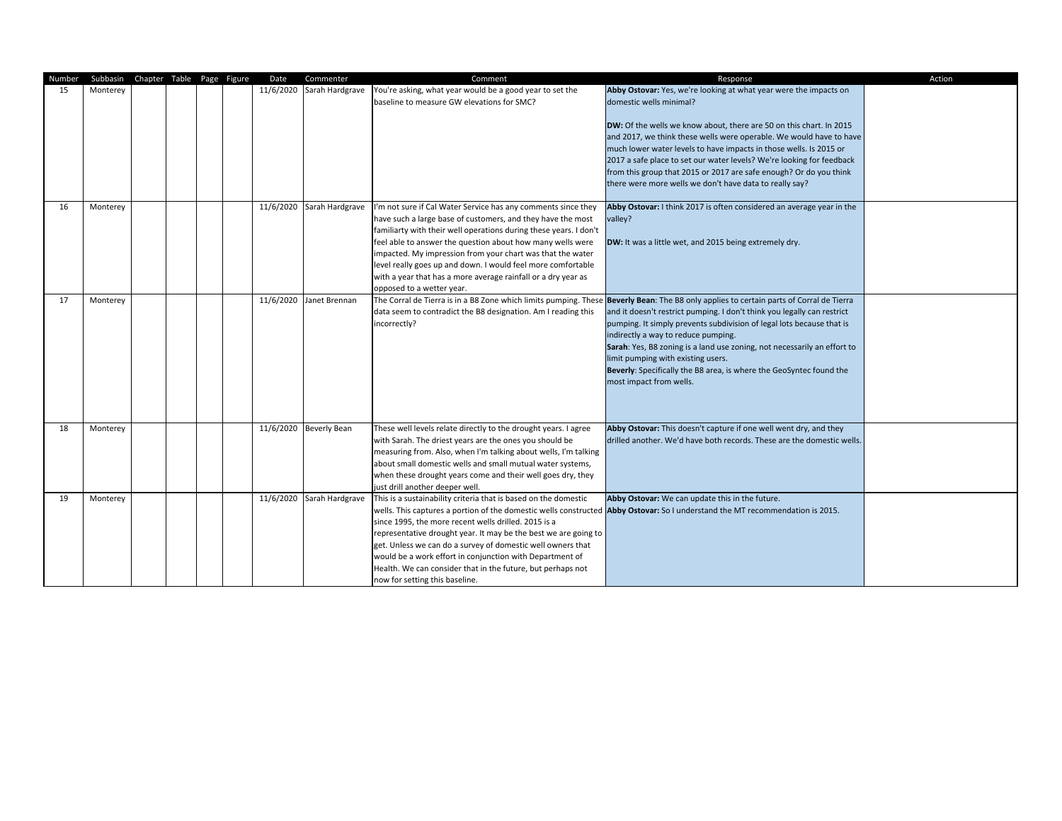| Number | Subbasin | Chapter | Table | Page | Figure | Date | Commenter | Comment | Response | Action |
|---|---|---|---|---|---|---|---|---|---|---|
| 15 | Monterey | | | | | 11/6/2020 | Sarah Hardgrave | You're asking, what year would be a good year to set the baseline to measure GW elevations for SMC? | **Abby Ostovar:** Yes, we're looking at what year were the impacts on domestic wells minimal?<br><br>**DW:** Of the wells we know about, there are 50 on this chart. In 2015 and 2017, we think these wells were operable. We would have to have much lower water levels to have impacts in those wells. Is 2015 or 2017 a safe place to set our water levels? We're looking for feedback from this group that 2015 or 2017 are safe enough? Or do you think there were more wells we don't have data to really say? | |
| 16 | Monterey | | | | | 11/6/2020 | Sarah Hardgrave | I'm not sure if Cal Water Service has any comments since they have such a large base of customers, and they have the most familiarty with their well operations during these years. I don't feel able to answer the question about how many wells were impacted. My impression from your chart was that the water level really goes up and down. I would feel more comfortable with a year that has a more average rainfall or a dry year as opposed to a wetter year. | **Abby Ostovar:** I think 2017 is often considered an average year in the valley?<br><br>**DW:** It was a little wet, and 2015 being extremely dry. | |
| 17 | Monterey | | | | | 11/6/2020 | Janet Brennan | The Corral de Tierra is in a B8 Zone which limits pumping. These data seem to contradict the B8 designation. Am I reading this incorrectly? | **Beverly Bean**: The B8 only applies to certain parts of Corral de Tierra and it doesn't restrict pumping. I don't think you legally can restrict pumping. It simply prevents subdivision of legal lots because that is indirectly a way to reduce pumping.<br>**Sarah**: Yes, B8 zoning is a land use zoning, not necessarily an effort to limit pumping with existing users.<br>**Beverly**: Specifically the B8 area, is where the GeoSyntec found the most impact from wells. | |
| 18 | Monterey | | | | | 11/6/2020 | Beverly Bean | These well levels relate directly to the drought years. I agree with Sarah. The driest years are the ones you should be measuring from. Also, when I'm talking about wells, I'm talking about small domestic wells and small mutual water systems, when these drought years come and their well goes dry, they just drill another deeper well. | **Abby Ostovar:** This doesn't capture if one well went dry, and they drilled another. We'd have both records. These are the domestic wells. | |
| 19 | Monterey | | | | | 11/6/2020 | Sarah Hardgrave | This is a sustainability criteria that is based on the domestic wells. This captures a portion of the domestic wells constructed since 1995, the more recent wells drilled. 2015 is a representative drought year. It may be the best we are going to get. Unless we can do a survey of domestic well owners that would be a work effort in conjunction with Department of Health. We can consider that in the future, but perhaps not now for setting this baseline. | **Abby Ostovar:** We can update this in the future.<br>**Abby Ostovar:** So I understand the MT recommendation is 2015. | |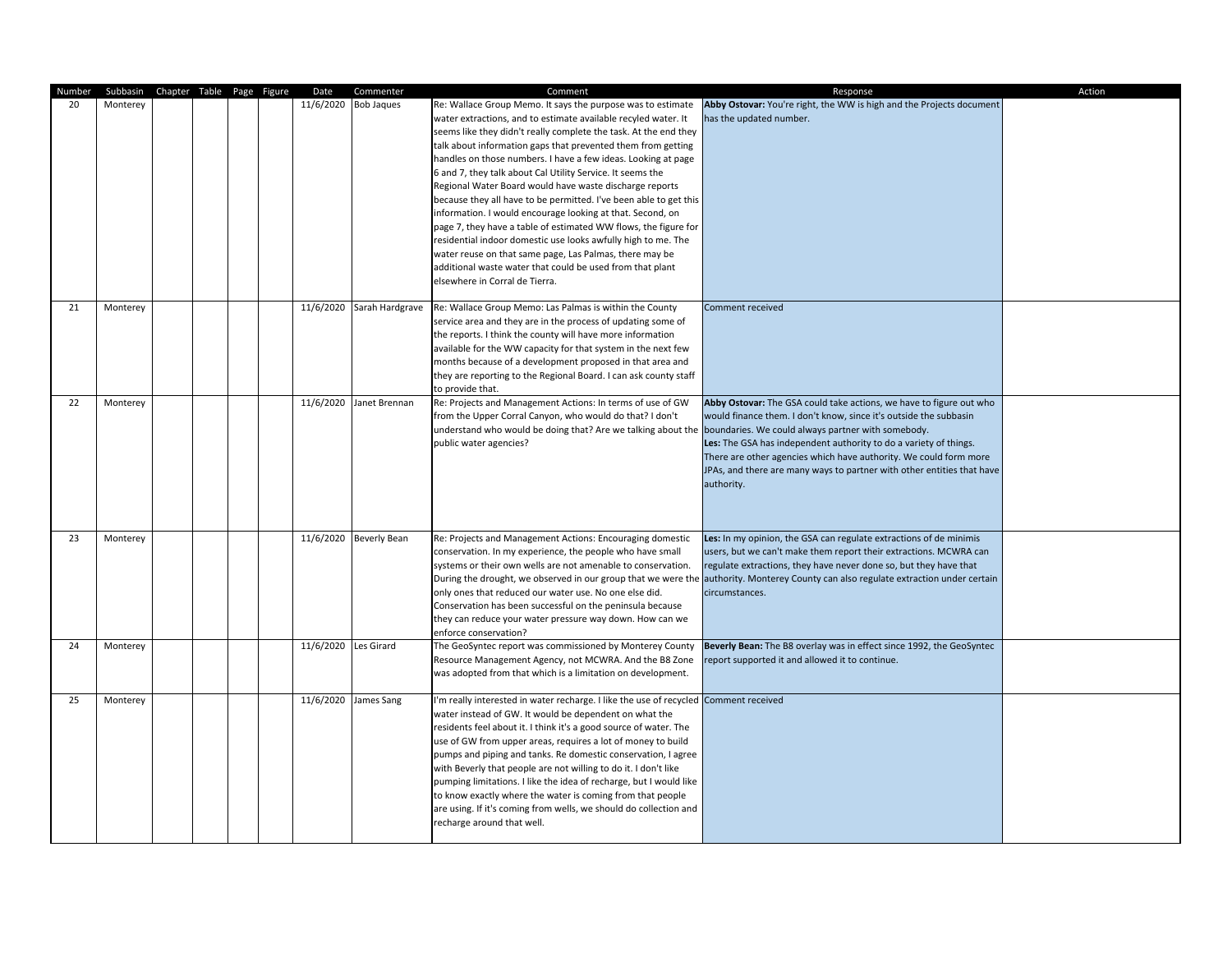| Number | Subbasin | Chapter | Table | Page | Figure | Date | Commenter | Comment | Response | Action |
|---|---|---|---|---|---|---|---|---|---|---|
| 20 | Monterey | | | | | 11/6/2020 | Bob Jaques | Re: Wallace Group Memo. It says the purpose was to estimate water extractions, and to estimate available recyled water. It seems like they didn't really complete the task. At the end they talk about information gaps that prevented them from getting handles on those numbers. I have a few ideas. Looking at page 6 and 7, they talk about Cal Utility Service. It seems the Regional Water Board would have waste discharge reports because they all have to be permitted. I've been able to get this information. I would encourage looking at that. Second, on page 7, they have a table of estimated WW flows, the figure for residential indoor domestic use looks awfully high to me. The water reuse on that same page, Las Palmas, there may be additional waste water that could be used from that plant elsewhere in Corral de Tierra. | **Abby Ostovar:** You're right, the WW is high and the Projects document has the updated number. | |
| 21 | Monterey | | | | | 11/6/2020 | Sarah Hardgrave | Re: Wallace Group Memo: Las Palmas is within the County service area and they are in the process of updating some of the reports. I think the county will have more information available for the WW capacity for that system in the next few months because of a development proposed in that area and they are reporting to the Regional Board. I can ask county staff to provide that. | Comment received | |
| 22 | Monterey | | | | | 11/6/2020 | Janet Brennan | Re: Projects and Management Actions: In terms of use of GW from the Upper Corral Canyon, who would do that? I don't understand who would be doing that? Are we talking about the public water agencies? | **Abby Ostovar:** The GSA could take actions, we have to figure out who would finance them. I don't know, since it's outside the subbasin boundaries. We could always partner with somebody.<br>**Les:** The GSA has independent authority to do a variety of things. There are other agencies which have authority. We could form more JPAs, and there are many ways to partner with other entities that have authority. | |
| 23 | Monterey | | | | | 11/6/2020 | Beverly Bean | Re: Projects and Management Actions: Encouraging domestic conservation. In my experience, the people who have small systems or their own wells are not amenable to conservation. During the drought, we observed in our group that we were the only ones that reduced our water use. No one else did. Conservation has been successful on the peninsula because they can reduce your water pressure way down. How can we enforce conservation? | **Les:** In my opinion, the GSA can regulate extractions of de minimis users, but we can't make them report their extractions. MCWRA can regulate extractions, they have never done so, but they have that authority. Monterey County can also regulate extraction under certain circumstances. | |
| 24 | Monterey | | | | | 11/6/2020 | Les Girard | The GeoSyntec report was commissioned by Monterey County Resource Management Agency, not MCWRA. And the B8 Zone was adopted from that which is a limitation on development. | **Beverly Bean:** The B8 overlay was in effect since 1992, the GeoSyntec report supported it and allowed it to continue. | |
| 25 | Monterey | | | | | 11/6/2020 | James Sang | I'm really interested in water recharge. I like the use of recycled water instead of GW. It would be dependent on what the residents feel about it. I think it's a good source of water. The use of GW from upper areas, requires a lot of money to build pumps and piping and tanks. Re domestic conservation, I agree with Beverly that people are not willing to do it. I don't like pumping limitations. I like the idea of recharge, but I would like to know exactly where the water is coming from that people are using. If it's coming from wells, we should do collection and recharge around that well. | Comment received | |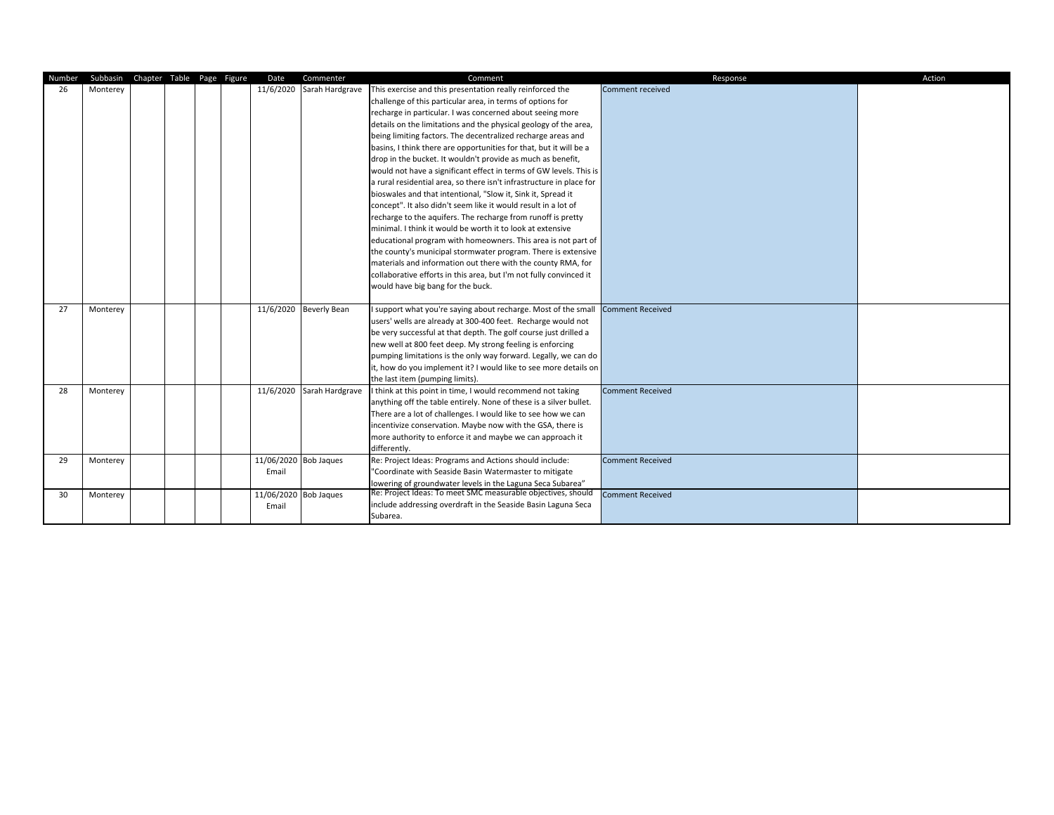| Number | Subbasin | Chapter | Table | Page | Figure | Date | Commenter | Comment | Response | Action |
|---|---|---|---|---|---|---|---|---|---|---|
| 26 | Monterey | | | | | 11/6/2020 | Sarah Hardgrave | This exercise and this presentation really reinforced the challenge of this particular area, in terms of options for recharge in particular. I was concerned about seeing more details on the limitations and the physical geology of the area, being limiting factors. The decentralized recharge areas and basins, I think there are opportunities for that, but it will be a drop in the bucket. It wouldn't provide as much as benefit, would not have a significant effect in terms of GW levels. This is a rural residential area, so there isn't infrastructure in place for bioswales and that intentional, "Slow it, Sink it, Spread it concept". It also didn't seem like it would result in a lot of recharge to the aquifers. The recharge from runoff is pretty minimal. I think it would be worth it to look at extensive educational program with homeowners. This area is not part of the county's municipal stormwater program. There is extensive materials and information out there with the county RMA, for collaborative efforts in this area, but I'm not fully convinced it would have big bang for the buck. | Comment received | |
| 27 | Monterey | | | | | 11/6/2020 | Beverly Bean | I support what you're saying about recharge. Most of the small users' wells are already at 300-400 feet. Recharge would not be very successful at that depth. The golf course just drilled a new well at 800 feet deep. My strong feeling is enforcing pumping limitations is the only way forward. Legally, we can do it, how do you implement it? I would like to see more details on the last item (pumping limits). | Comment Received | |
| 28 | Monterey | | | | | 11/6/2020 | Sarah Hardgrave | I think at this point in time, I would recommend not taking anything off the table entirely. None of these is a silver bullet. There are a lot of challenges. I would like to see how we can incentivize conservation. Maybe now with the GSA, there is more authority to enforce it and maybe we can approach it differently. | Comment Received | |
| 29 | Monterey | | | | | 11/06/2020 Email | Bob Jaques | Re: Project Ideas: Programs and Actions should include: "Coordinate with Seaside Basin Watermaster to mitigate lowering of groundwater levels in the Laguna Seca Subarea" | Comment Received | |
| 30 | Monterey | | | | | 11/06/2020 Email | Bob Jaques | Re: Project Ideas: To meet SMC measurable objectives, should include addressing overdraft in the Seaside Basin Laguna Seca Subarea. | Comment Received | |